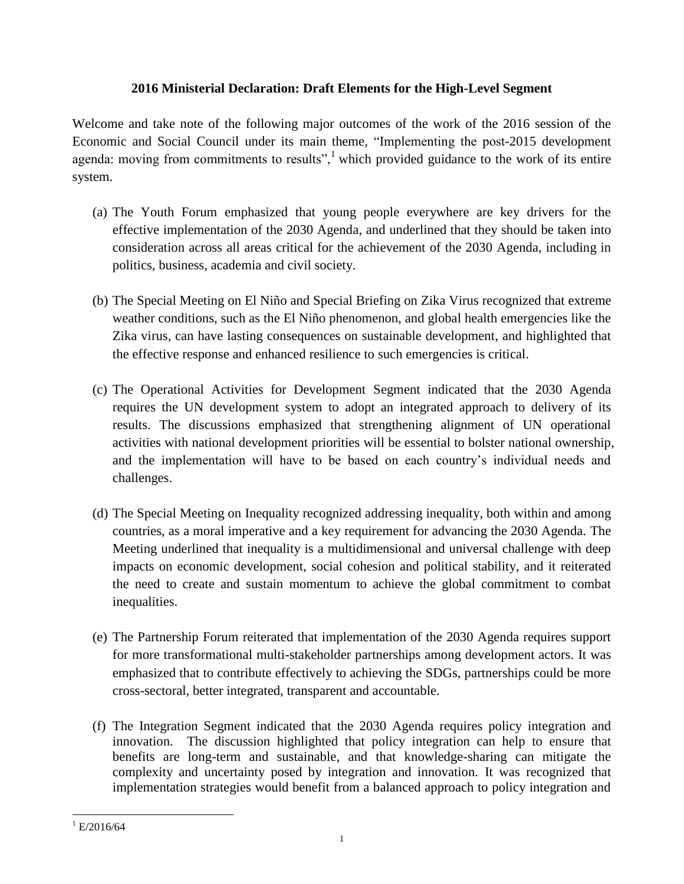**2016 Ministerial Declaration: Draft Elements for the High-Level Segment**

Welcome and take note of the following major outcomes of the work of the 2016 session of the Economic and Social Council under its main theme, "Implementing the post-2015 development agenda: moving from commitments to results",[1] which provided guidance to the work of its entire system.

(a) The Youth Forum emphasized that young people everywhere are key drivers for the effective implementation of the 2030 Agenda, and underlined that they should be taken into consideration across all areas critical for the achievement of the 2030 Agenda, including in politics, business, academia and civil society.

(b) The Special Meeting on El Niño and Special Briefing on Zika Virus recognized that extreme weather conditions, such as the El Niño phenomenon, and global health emergencies like the Zika virus, can have lasting consequences on sustainable development, and highlighted that the effective response and enhanced resilience to such emergencies is critical.

(c) The Operational Activities for Development Segment indicated that the 2030 Agenda requires the UN development system to adopt an integrated approach to delivery of its results. The discussions emphasized that strengthening alignment of UN operational activities with national development priorities will be essential to bolster national ownership, and the implementation will have to be based on each country's individual needs and challenges.

(d) The Special Meeting on Inequality recognized addressing inequality, both within and among countries, as a moral imperative and a key requirement for advancing the 2030 Agenda. The Meeting underlined that inequality is a multidimensional and universal challenge with deep impacts on economic development, social cohesion and political stability, and it reiterated the need to create and sustain momentum to achieve the global commitment to combat inequalities.

(e) The Partnership Forum reiterated that implementation of the 2030 Agenda requires support for more transformational multi-stakeholder partnerships among development actors. It was emphasized that to contribute effectively to achieving the SDGs, partnerships could be more cross-sectoral, better integrated, transparent and accountable.

(f) The Integration Segment indicated that the 2030 Agenda requires policy integration and innovation. The discussion highlighted that policy integration can help to ensure that benefits are long-term and sustainable, and that knowledge-sharing can mitigate the complexity and uncertainty posed by integration and innovation. It was recognized that implementation strategies would benefit from a balanced approach to policy integration and

[1] E/2016/64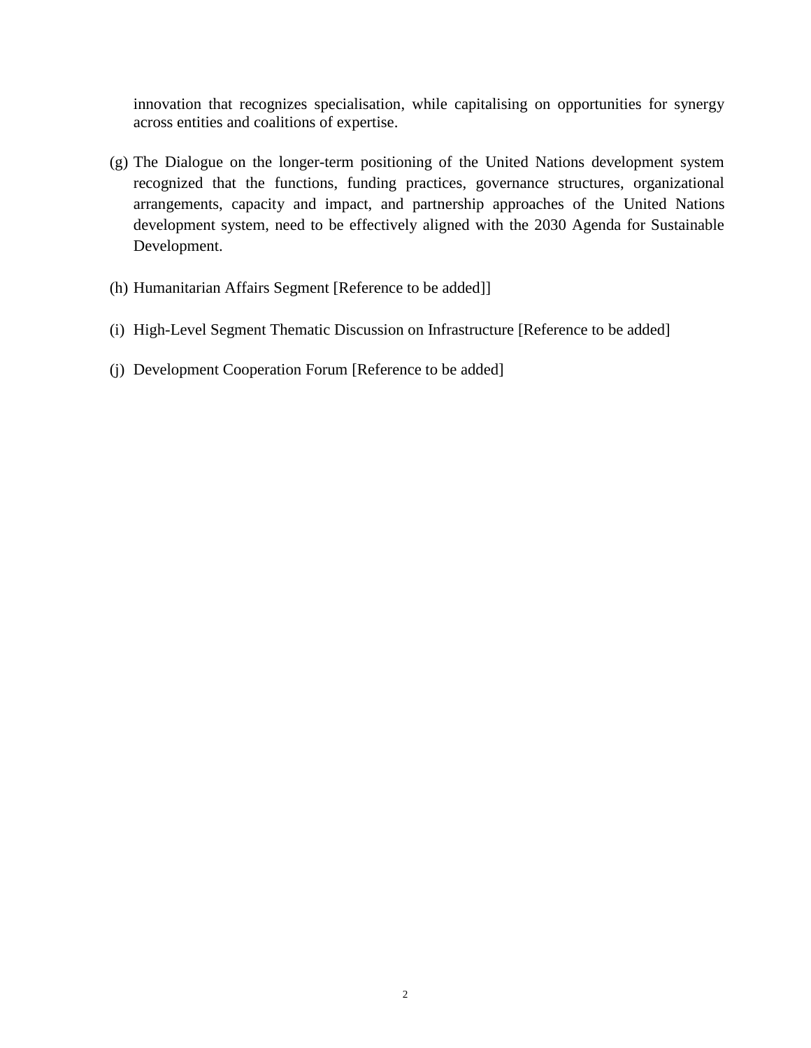innovation that recognizes specialisation, while capitalising on opportunities for synergy across entities and coalitions of expertise.

(g) The Dialogue on the longer-term positioning of the United Nations development system recognized that the functions, funding practices, governance structures, organizational arrangements, capacity and impact, and partnership approaches of the United Nations development system, need to be effectively aligned with the 2030 Agenda for Sustainable Development.

(h) Humanitarian Affairs Segment [Reference to be added]]

(i) High-Level Segment Thematic Discussion on Infrastructure [Reference to be added]

(j) Development Cooperation Forum [Reference to be added]